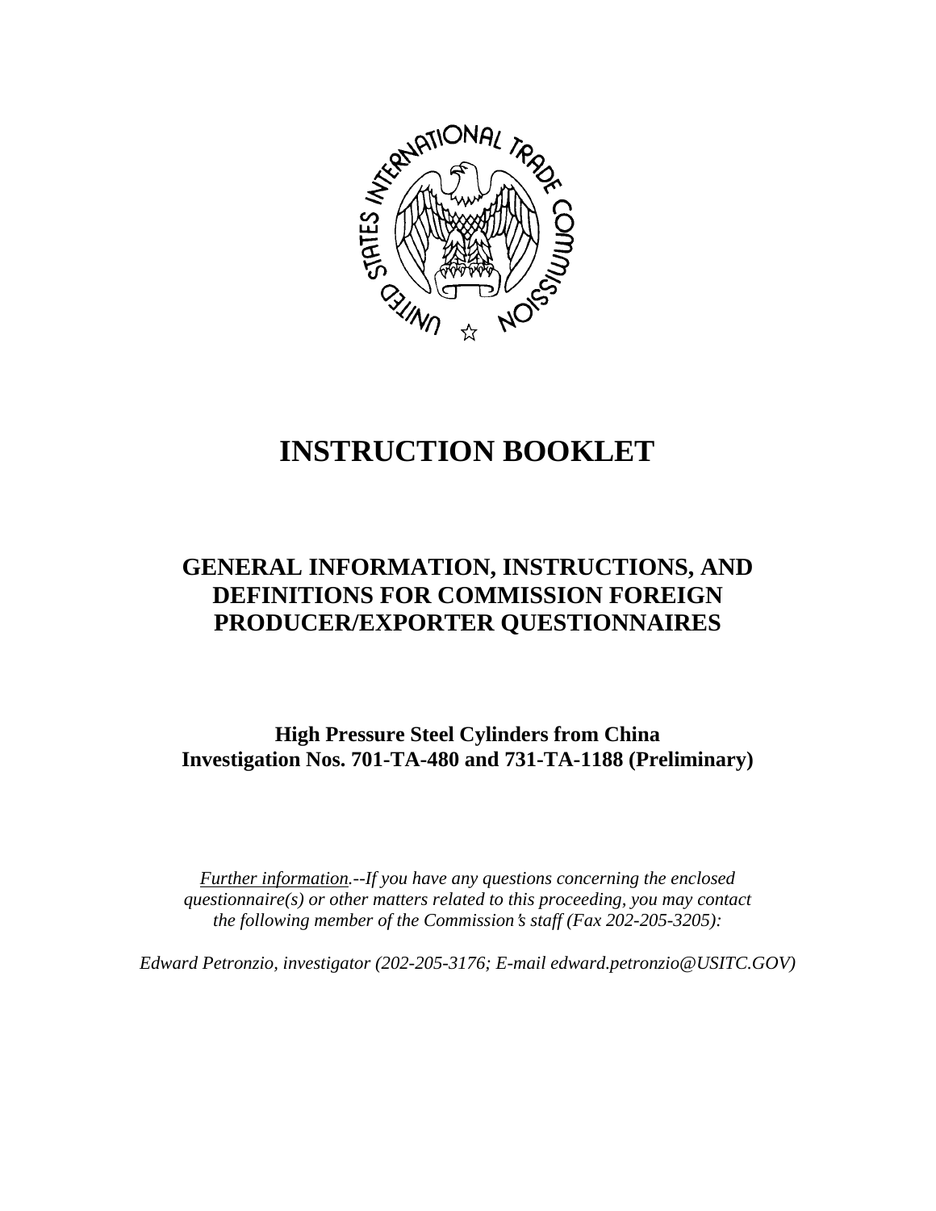# INSTRUCTION BOOKLET

## GENERAL INFORMATION, INSTRUCTIONS, AND DEFINITIONS FOR COMMISSION FOREIGN PRODUCER/EXPORTER QUESTIONNAIRES

### High Pressure Steel Cylinders from China
### Investigation Nos. 701-TA-480 and 731-TA-1188 (Preliminary)

*Further information.--If you have any questions concerning the enclosed questionnaire(s) or other matters related to this proceeding, you may contact the following member of the Commission's staff (Fax 202-205-3205):*

*Edward Petronzio, investigator (202-205-3176; E-mail edward.petronzio@USITC.GOV)*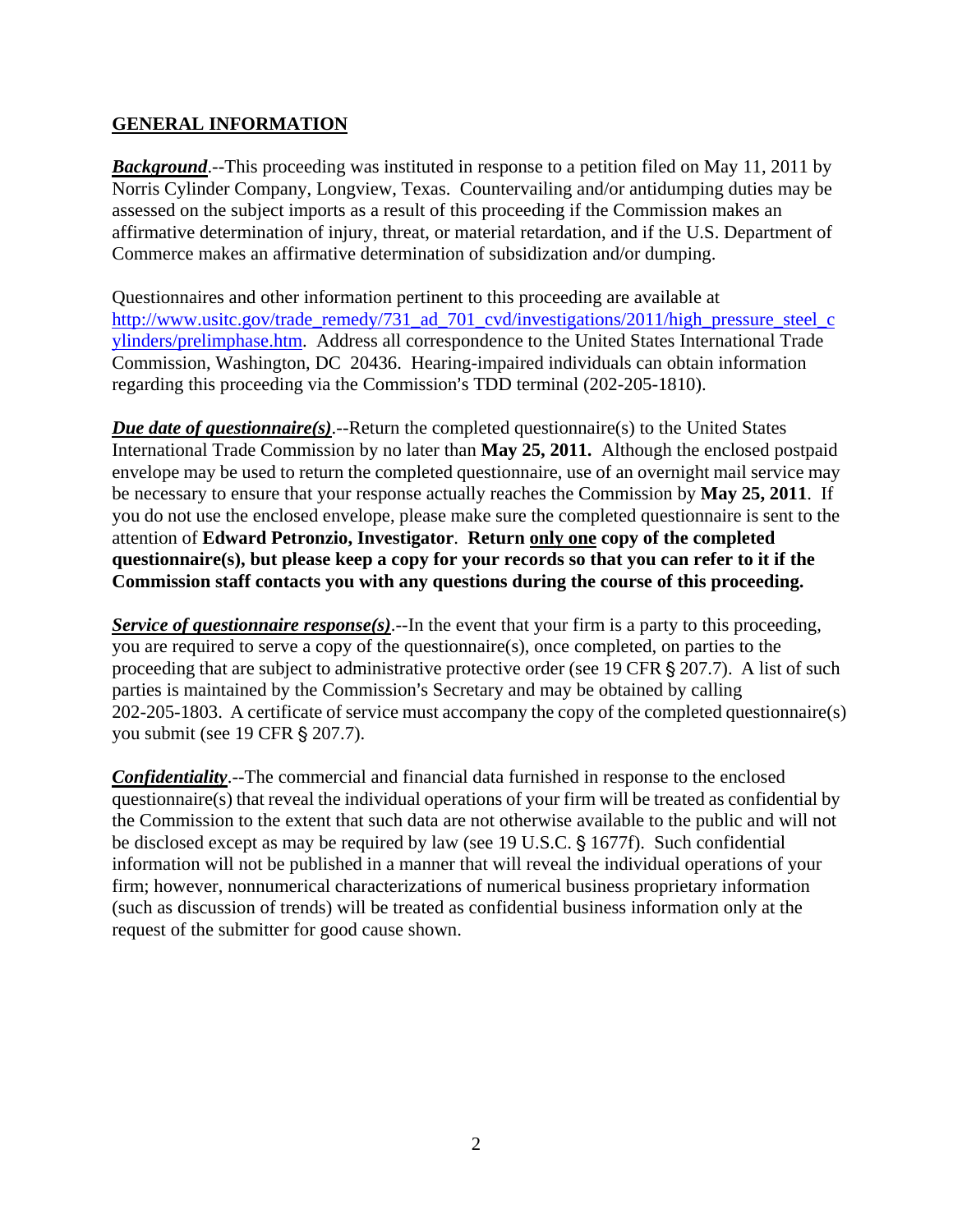## GENERAL INFORMATION

***Background***.--This proceeding was instituted in response to a petition filed on May 11, 2011 by Norris Cylinder Company, Longview, Texas. Countervailing and/or antidumping duties may be assessed on the subject imports as a result of this proceeding if the Commission makes an affirmative determination of injury, threat, or material retardation, and if the U.S. Department of Commerce makes an affirmative determination of subsidization and/or dumping.

Questionnaires and other information pertinent to this proceeding are available at http://www.usitc.gov/trade_remedy/731_ad_701_cvd/investigations/2011/high_pressure_steel_cylinders/prelimphase.htm. Address all correspondence to the United States International Trade Commission, Washington, DC 20436. Hearing-impaired individuals can obtain information regarding this proceeding via the Commission's TDD terminal (202-205-1810).

***Due date of questionnaire(s)***.--Return the completed questionnaire(s) to the United States International Trade Commission by no later than **May 25, 2011.** Although the enclosed postpaid envelope may be used to return the completed questionnaire, use of an overnight mail service may be necessary to ensure that your response actually reaches the Commission by **May 25, 2011**. If you do not use the enclosed envelope, please make sure the completed questionnaire is sent to the attention of **Edward Petronzio, Investigator**. **Return only one copy of the completed questionnaire(s), but please keep a copy for your records so that you can refer to it if the Commission staff contacts you with any questions during the course of this proceeding.**

***Service of questionnaire response(s)***.--In the event that your firm is a party to this proceeding, you are required to serve a copy of the questionnaire(s), once completed, on parties to the proceeding that are subject to administrative protective order (see 19 CFR § 207.7). A list of such parties is maintained by the Commission's Secretary and may be obtained by calling 202-205-1803. A certificate of service must accompany the copy of the completed questionnaire(s) you submit (see 19 CFR § 207.7).

***Confidentiality***.--The commercial and financial data furnished in response to the enclosed questionnaire(s) that reveal the individual operations of your firm will be treated as confidential by the Commission to the extent that such data are not otherwise available to the public and will not be disclosed except as may be required by law (see 19 U.S.C. § 1677f). Such confidential information will not be published in a manner that will reveal the individual operations of your firm; however, nonnumerical characterizations of numerical business proprietary information (such as discussion of trends) will be treated as confidential business information only at the request of the submitter for good cause shown.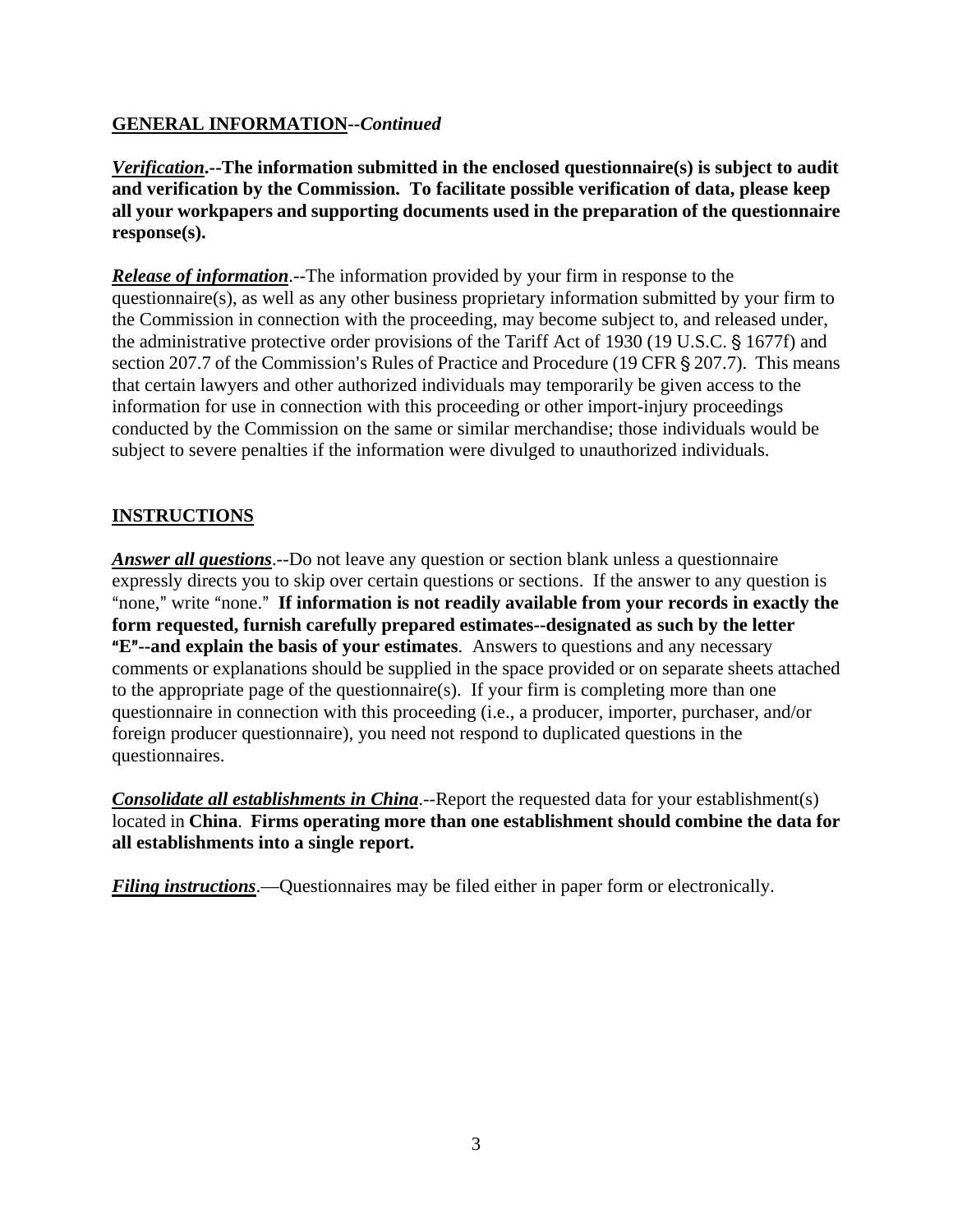## GENERAL INFORMATION--*Continued*

***Verification*.--The information submitted in the enclosed questionnaire(s) is subject to audit and verification by the Commission. To facilitate possible verification of data, please keep all your workpapers and supporting documents used in the preparation of the questionnaire response(s).**

***Release of information***.--The information provided by your firm in response to the questionnaire(s), as well as any other business proprietary information submitted by your firm to the Commission in connection with the proceeding, may become subject to, and released under, the administrative protective order provisions of the Tariff Act of 1930 (19 U.S.C. § 1677f) and section 207.7 of the Commission's Rules of Practice and Procedure (19 CFR § 207.7). This means that certain lawyers and other authorized individuals may temporarily be given access to the information for use in connection with this proceeding or other import-injury proceedings conducted by the Commission on the same or similar merchandise; those individuals would be subject to severe penalties if the information were divulged to unauthorized individuals.

## INSTRUCTIONS

***Answer all questions***.--Do not leave any question or section blank unless a questionnaire expressly directs you to skip over certain questions or sections. If the answer to any question is "none," write "none." **If information is not readily available from your records in exactly the form requested, furnish carefully prepared estimates--designated as such by the letter "E"--and explain the basis of your estimates**. Answers to questions and any necessary comments or explanations should be supplied in the space provided or on separate sheets attached to the appropriate page of the questionnaire(s). If your firm is completing more than one questionnaire in connection with this proceeding (i.e., a producer, importer, purchaser, and/or foreign producer questionnaire), you need not respond to duplicated questions in the questionnaires.

***Consolidate all establishments in China***.--Report the requested data for your establishment(s) located in **China**. **Firms operating more than one establishment should combine the data for all establishments into a single report.**

***Filing instructions***.—Questionnaires may be filed either in paper form or electronically.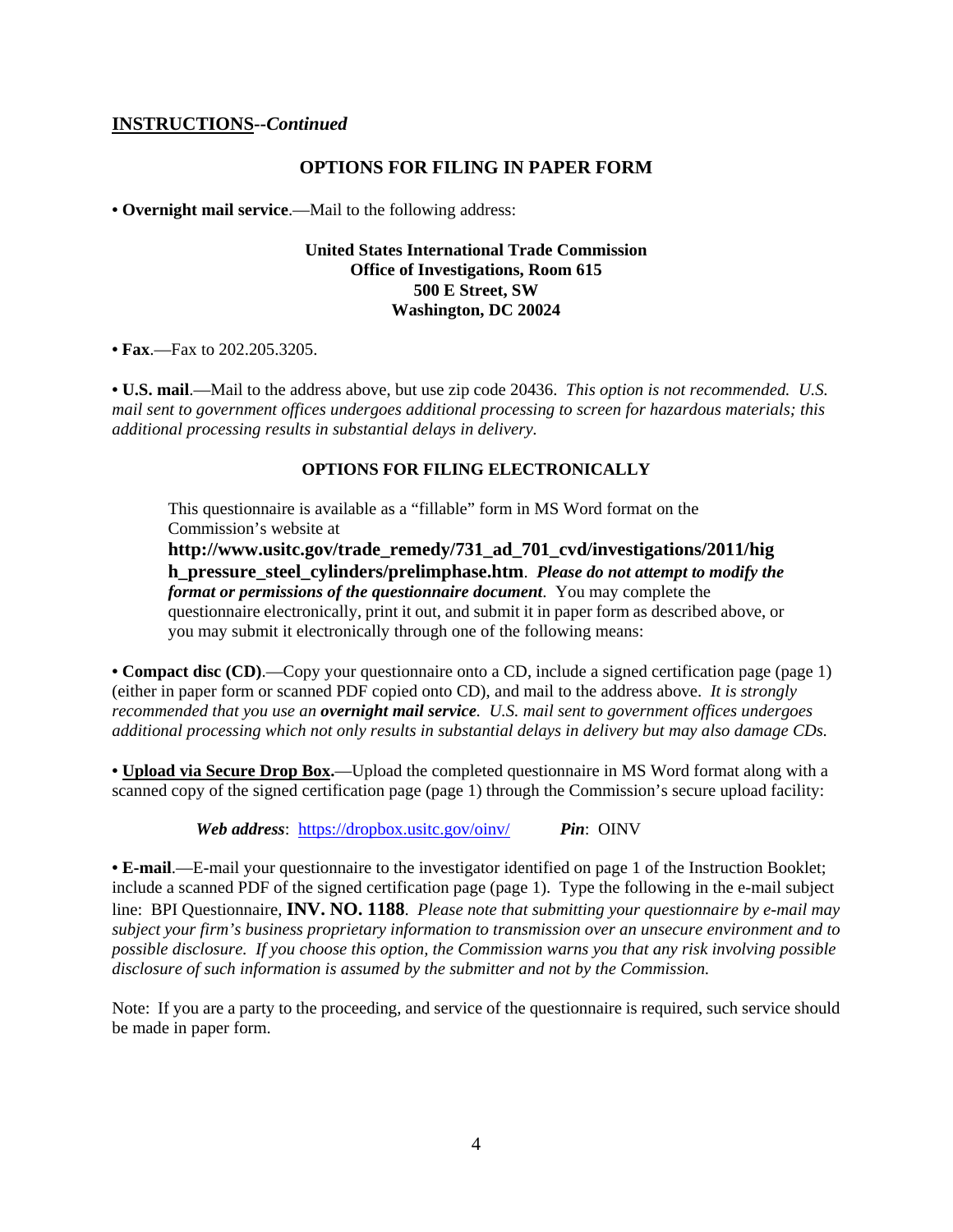**<u>INSTRUCTIONS</u>--*Continued***

## OPTIONS FOR FILING IN PAPER FORM

**• Overnight mail service**.—Mail to the following address:

> **United States International Trade Commission**
> **Office of Investigations, Room 615**
> **500 E Street, SW**
> **Washington, DC 20024**

**• Fax**.—Fax to 202.205.3205.

**• U.S. mail**.—Mail to the address above, but use zip code 20436. *This option is not recommended. U.S. mail sent to government offices undergoes additional processing to screen for hazardous materials; this additional processing results in substantial delays in delivery.*

## OPTIONS FOR FILING ELECTRONICALLY

This questionnaire is available as a "fillable" form in MS Word format on the Commission's website at **http://www.usitc.gov/trade_remedy/731_ad_701_cvd/investigations/2011/high_pressure_steel_cylinders/prelimphase.htm**. ***Please do not attempt to modify the format or permissions of the questionnaire document***. You may complete the questionnaire electronically, print it out, and submit it in paper form as described above, or you may submit it electronically through one of the following means:

**• Compact disc (CD)**.—Copy your questionnaire onto a CD, include a signed certification page (page 1) (either in paper form or scanned PDF copied onto CD), and mail to the address above. *It is strongly recommended that you use an **overnight mail service**. U.S. mail sent to government offices undergoes additional processing which not only results in substantial delays in delivery but may also damage CDs.*

**• <u>Upload via Secure Drop Box</u>.**—Upload the completed questionnaire in MS Word format along with a scanned copy of the signed certification page (page 1) through the Commission's secure upload facility:

***Web address***: https://dropbox.usitc.gov/oinv/ ***Pin***: OINV

**• E-mail**.—E-mail your questionnaire to the investigator identified on page 1 of the Instruction Booklet; include a scanned PDF of the signed certification page (page 1). Type the following in the e-mail subject line: BPI Questionnaire, **INV. NO. 1188**. *Please note that submitting your questionnaire by e-mail may subject your firm's business proprietary information to transmission over an unsecure environment and to possible disclosure. If you choose this option, the Commission warns you that any risk involving possible disclosure of such information is assumed by the submitter and not by the Commission.*

Note: If you are a party to the proceeding, and service of the questionnaire is required, such service should be made in paper form.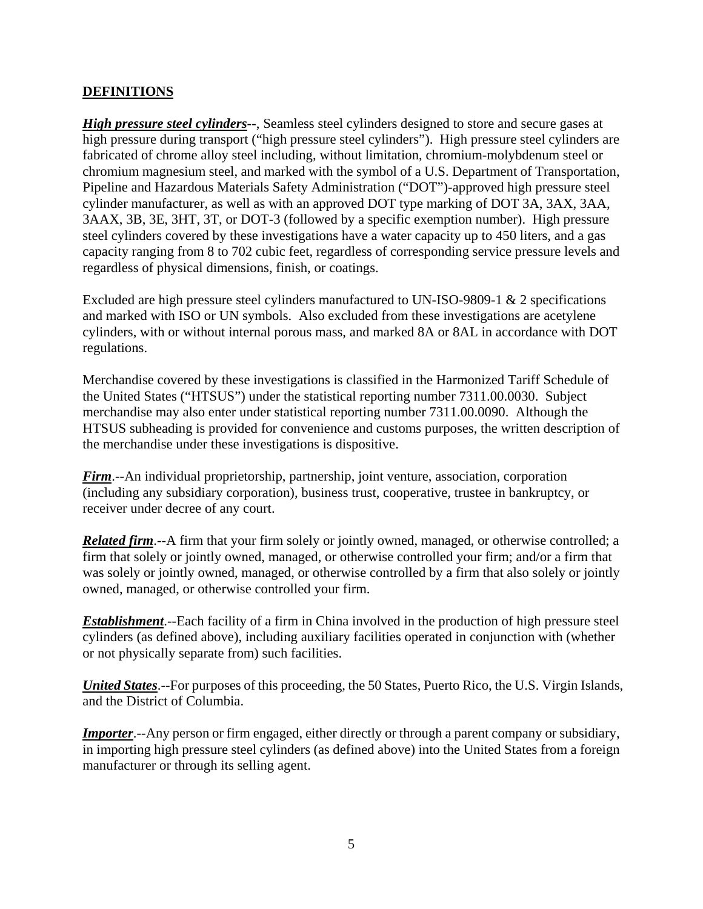## DEFINITIONS

***High pressure steel cylinders***--, Seamless steel cylinders designed to store and secure gases at high pressure during transport ("high pressure steel cylinders"). High pressure steel cylinders are fabricated of chrome alloy steel including, without limitation, chromium-molybdenum steel or chromium magnesium steel, and marked with the symbol of a U.S. Department of Transportation, Pipeline and Hazardous Materials Safety Administration ("DOT")-approved high pressure steel cylinder manufacturer, as well as with an approved DOT type marking of DOT 3A, 3AX, 3AA, 3AAX, 3B, 3E, 3HT, 3T, or DOT-3 (followed by a specific exemption number). High pressure steel cylinders covered by these investigations have a water capacity up to 450 liters, and a gas capacity ranging from 8 to 702 cubic feet, regardless of corresponding service pressure levels and regardless of physical dimensions, finish, or coatings.

Excluded are high pressure steel cylinders manufactured to UN-ISO-9809-1 & 2 specifications and marked with ISO or UN symbols. Also excluded from these investigations are acetylene cylinders, with or without internal porous mass, and marked 8A or 8AL in accordance with DOT regulations.

Merchandise covered by these investigations is classified in the Harmonized Tariff Schedule of the United States ("HTSUS") under the statistical reporting number 7311.00.0030. Subject merchandise may also enter under statistical reporting number 7311.00.0090. Although the HTSUS subheading is provided for convenience and customs purposes, the written description of the merchandise under these investigations is dispositive.

***Firm***.--An individual proprietorship, partnership, joint venture, association, corporation (including any subsidiary corporation), business trust, cooperative, trustee in bankruptcy, or receiver under decree of any court.

***Related firm***.--A firm that your firm solely or jointly owned, managed, or otherwise controlled; a firm that solely or jointly owned, managed, or otherwise controlled your firm; and/or a firm that was solely or jointly owned, managed, or otherwise controlled by a firm that also solely or jointly owned, managed, or otherwise controlled your firm.

***Establishment***.--Each facility of a firm in China involved in the production of high pressure steel cylinders (as defined above), including auxiliary facilities operated in conjunction with (whether or not physically separate from) such facilities.

***United States***.--For purposes of this proceeding, the 50 States, Puerto Rico, the U.S. Virgin Islands, and the District of Columbia.

***Importer***.--Any person or firm engaged, either directly or through a parent company or subsidiary, in importing high pressure steel cylinders (as defined above) into the United States from a foreign manufacturer or through its selling agent.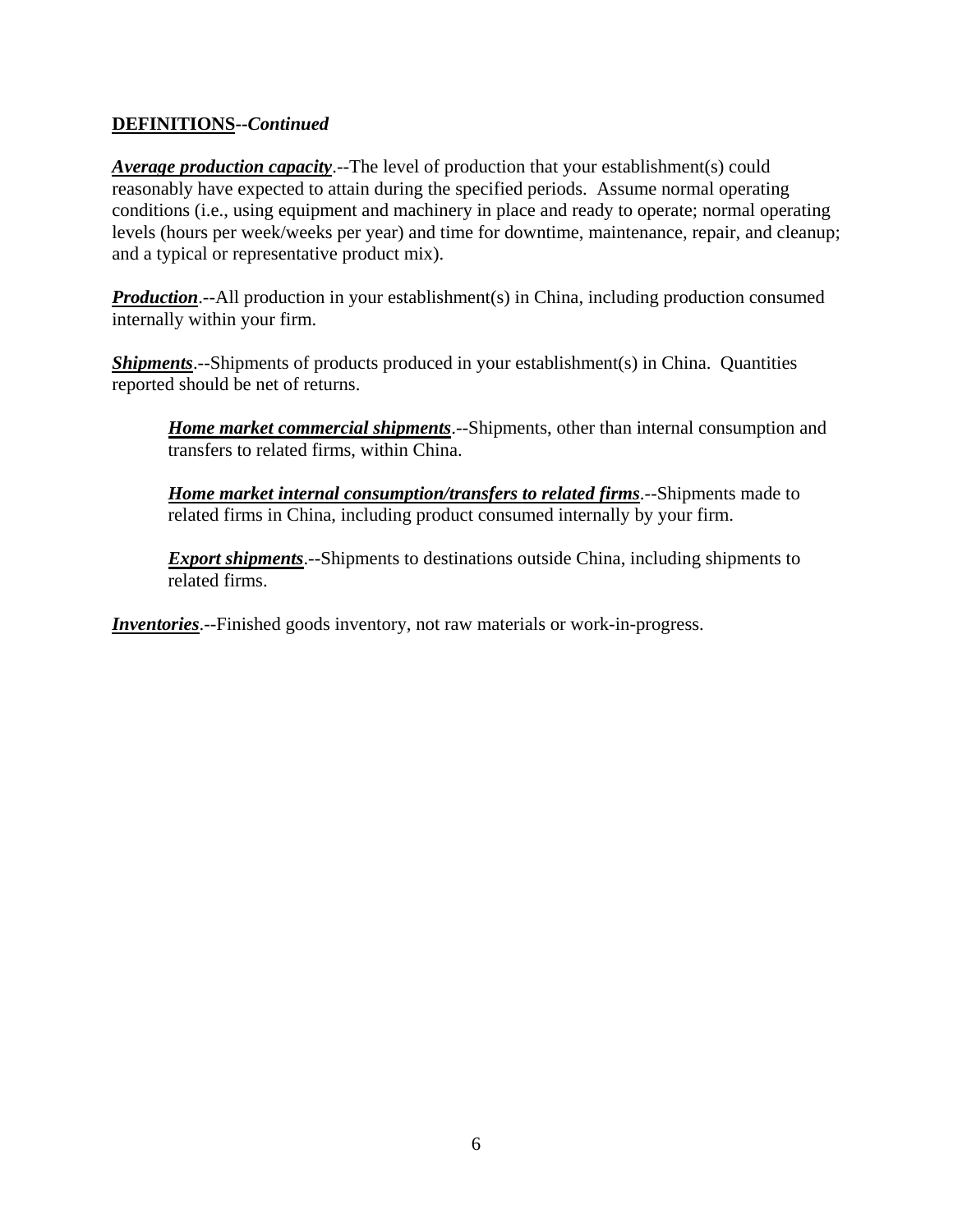**DEFINITIONS**--***Continued***

***Average production capacity***.--The level of production that your establishment(s) could reasonably have expected to attain during the specified periods. Assume normal operating conditions (i.e., using equipment and machinery in place and ready to operate; normal operating levels (hours per week/weeks per year) and time for downtime, maintenance, repair, and cleanup; and a typical or representative product mix).

***Production***.--All production in your establishment(s) in China, including production consumed internally within your firm.

***Shipments***.--Shipments of products produced in your establishment(s) in China. Quantities reported should be net of returns.

> ***Home market commercial shipments***.--Shipments, other than internal consumption and transfers to related firms, within China.
>
> ***Home market internal consumption/transfers to related firms***.--Shipments made to related firms in China, including product consumed internally by your firm.
>
> ***Export shipments***.--Shipments to destinations outside China, including shipments to related firms.

***Inventories***.--Finished goods inventory, not raw materials or work-in-progress.